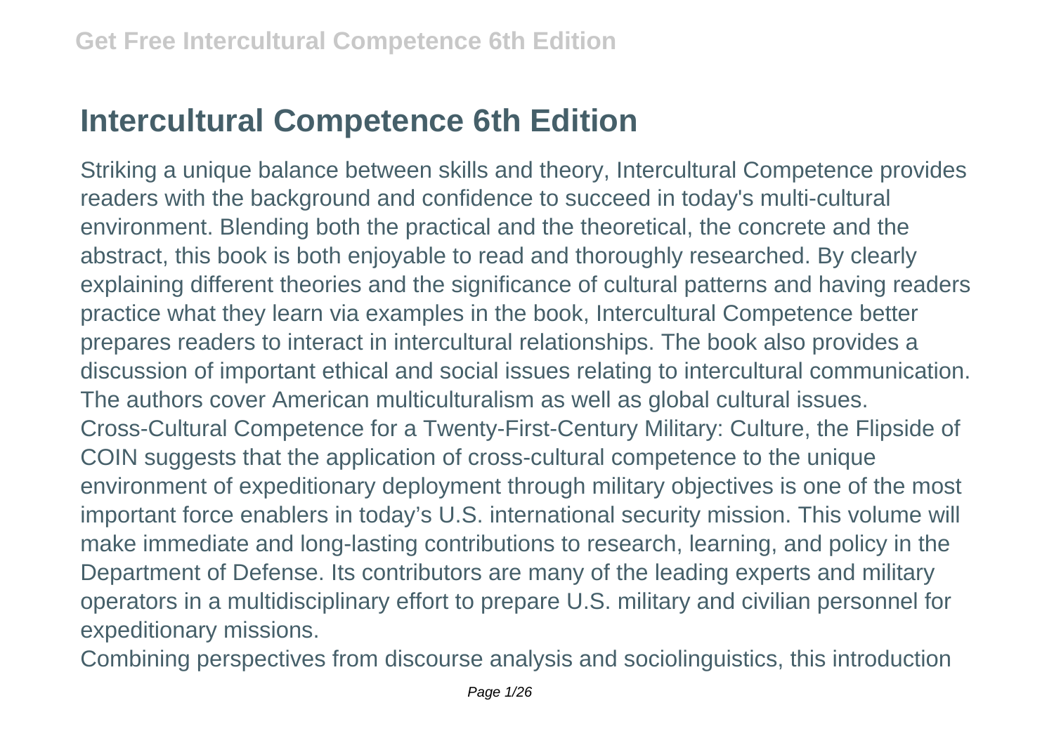# Intercultural Competence 6th Edition

Striking a unique balance between skills and theory, Intercultural Competence provides readers with the background and confidence to succeed in today's multi-cultural environment. Blending both the practical and the theoretical, the concrete and the abstract, this book is both enjoyable to read and thoroughly researched. By clearly explaining different theories and the significance of cultural patterns and having readers practice what they learn via examples in the book, Intercultural Competence better prepares readers to interact in intercultural relationships. The book also provides a discussion of important ethical and social issues relating to intercultural communication. The authors cover American multiculturalism as well as global cultural issues.

Cross-Cultural Competence for a Twenty-First-Century Military: Culture, the Flipside of COIN suggests that the application of cross-cultural competence to the unique environment of expeditionary deployment through military objectives is one of the most important force enablers in today's U.S. international security mission. This volume will make immediate and long-lasting contributions to research, learning, and policy in the Department of Defense. Its contributors are many of the leading experts and military operators in a multidisciplinary effort to prepare U.S. military and civilian personnel for expeditionary missions.

Combining perspectives from discourse analysis and sociolinguistics, this introduction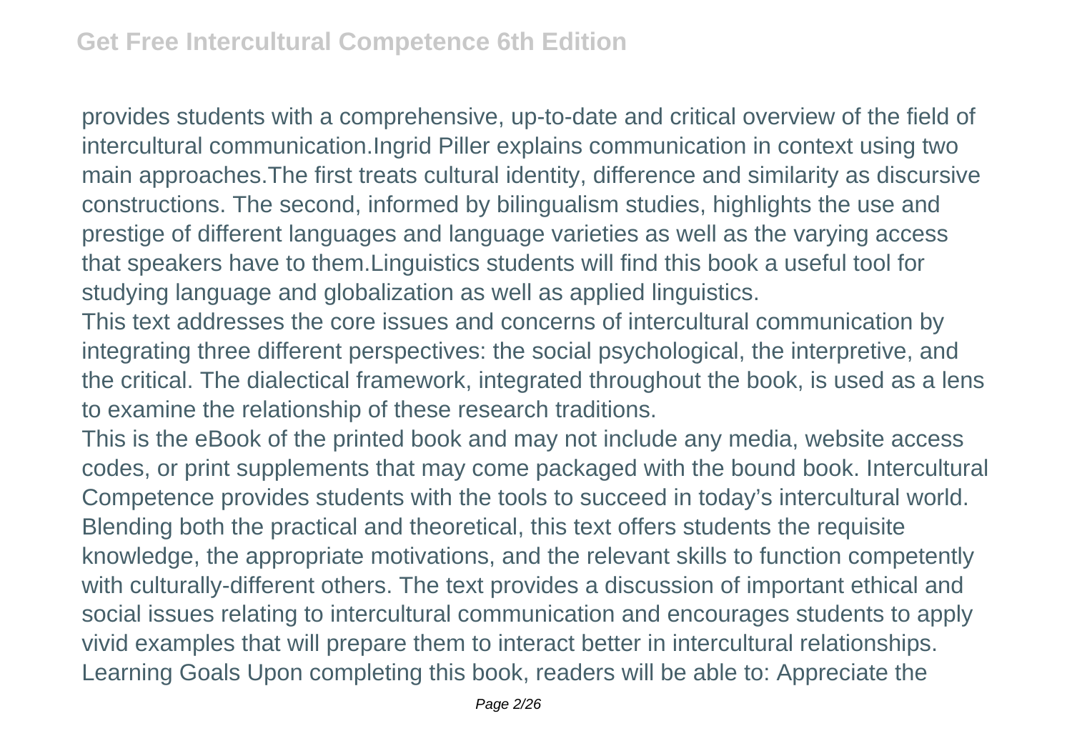provides students with a comprehensive, up-to-date and critical overview of the field of intercultural communication.Ingrid Piller explains communication in context using two main approaches.The first treats cultural identity, difference and similarity as discursive constructions. The second, informed by bilingualism studies, highlights the use and prestige of different languages and language varieties as well as the varying access that speakers have to them.Linguistics students will find this book a useful tool for studying language and globalization as well as applied linguistics.

This text addresses the core issues and concerns of intercultural communication by integrating three different perspectives: the social psychological, the interpretive, and the critical. The dialectical framework, integrated throughout the book, is used as a lens to examine the relationship of these research traditions.

This is the eBook of the printed book and may not include any media, website access codes, or print supplements that may come packaged with the bound book. Intercultural Competence provides students with the tools to succeed in today's intercultural world. Blending both the practical and theoretical, this text offers students the requisite knowledge, the appropriate motivations, and the relevant skills to function competently with culturally-different others. The text provides a discussion of important ethical and social issues relating to intercultural communication and encourages students to apply vivid examples that will prepare them to interact better in intercultural relationships. Learning Goals Upon completing this book, readers will be able to: Appreciate the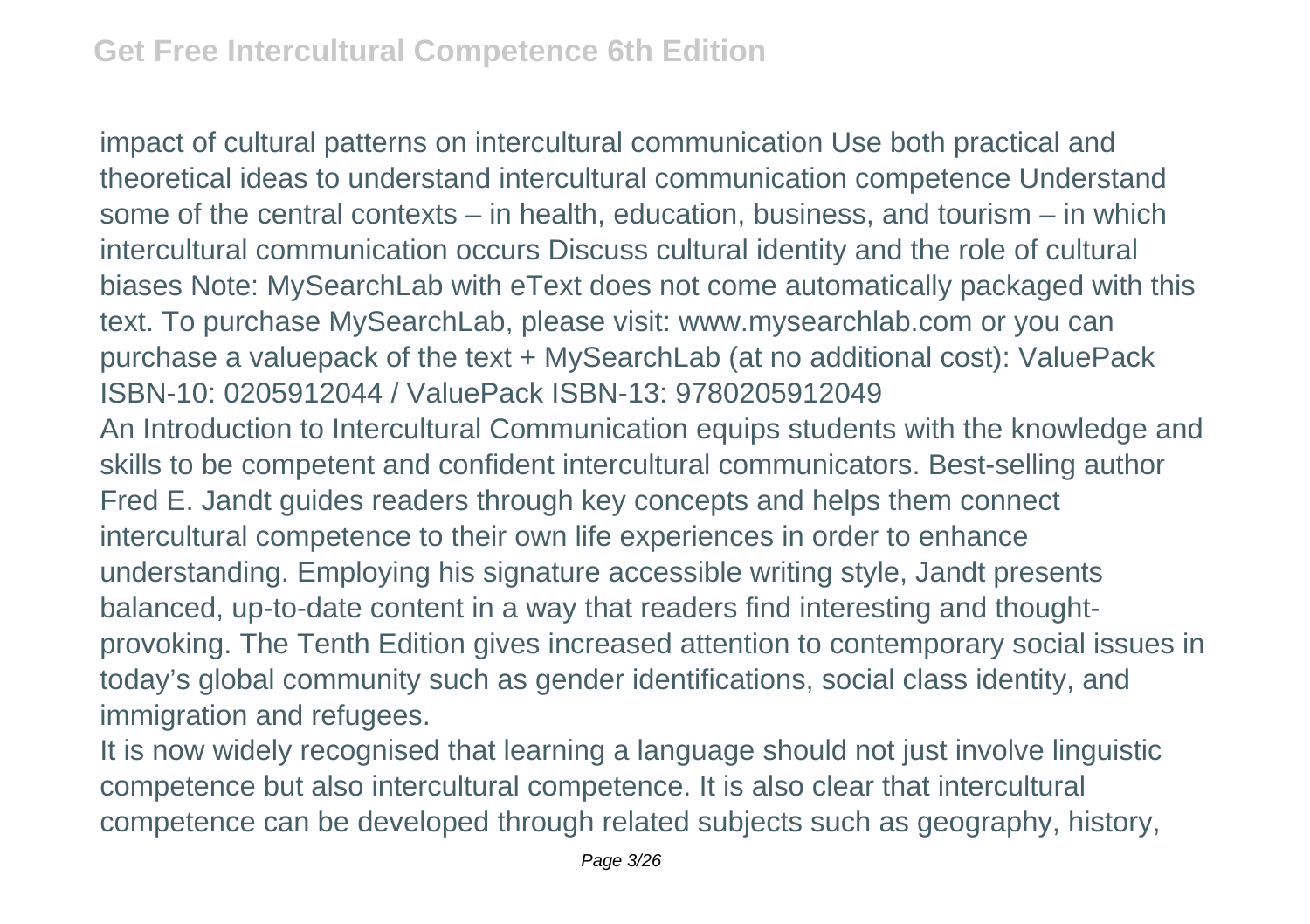impact of cultural patterns on intercultural communication Use both practical and theoretical ideas to understand intercultural communication competence Understand some of the central contexts – in health, education, business, and tourism – in which intercultural communication occurs Discuss cultural identity and the role of cultural biases Note: MySearchLab with eText does not come automatically packaged with this text. To purchase MySearchLab, please visit: www.mysearchlab.com or you can purchase a valuepack of the text + MySearchLab (at no additional cost): ValuePack ISBN-10: 0205912044 / ValuePack ISBN-13: 9780205912049

An Introduction to Intercultural Communication equips students with the knowledge and skills to be competent and confident intercultural communicators. Best-selling author Fred E. Jandt guides readers through key concepts and helps them connect intercultural competence to their own life experiences in order to enhance understanding. Employing his signature accessible writing style, Jandt presents balanced, up-to-date content in a way that readers find interesting and thought-provoking. The Tenth Edition gives increased attention to contemporary social issues in today's global community such as gender identifications, social class identity, and immigration and refugees.

It is now widely recognised that learning a language should not just involve linguistic competence but also intercultural competence. It is also clear that intercultural competence can be developed through related subjects such as geography, history,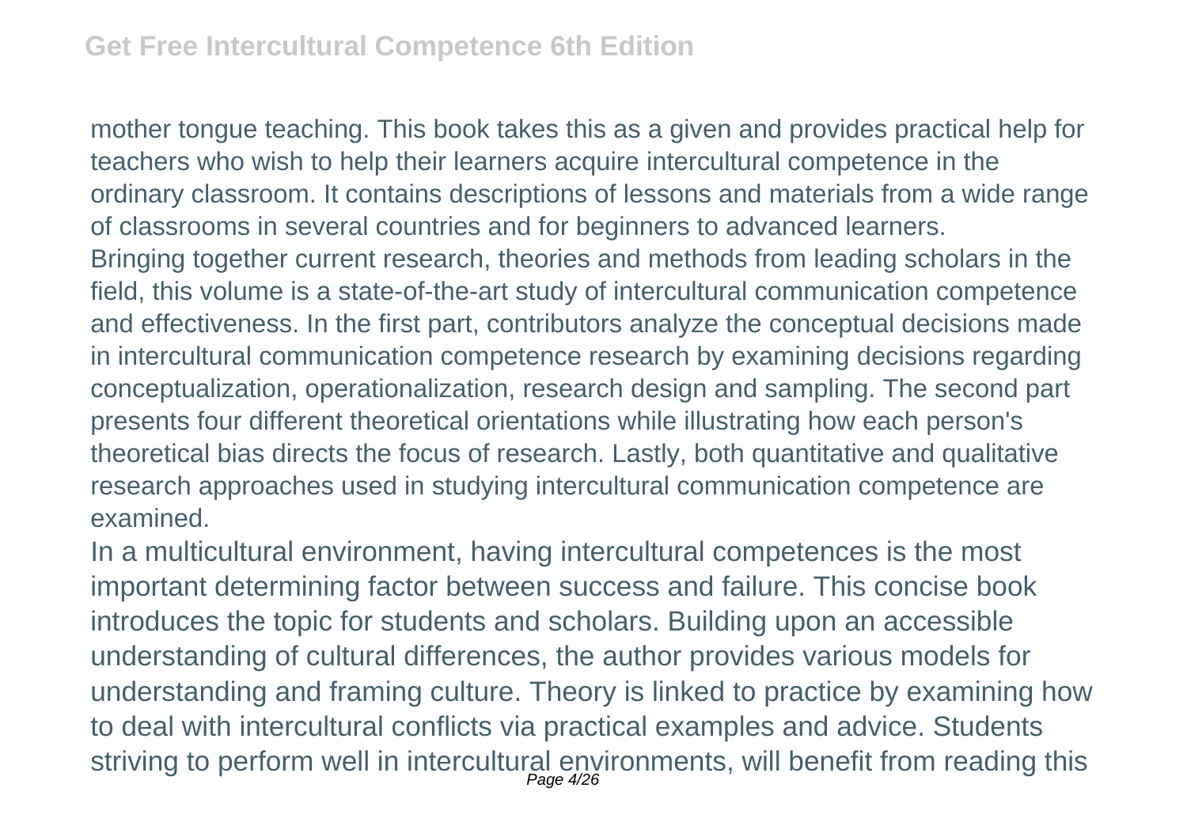mother tongue teaching. This book takes this as a given and provides practical help for teachers who wish to help their learners acquire intercultural competence in the ordinary classroom. It contains descriptions of lessons and materials from a wide range of classrooms in several countries and for beginners to advanced learners.

Bringing together current research, theories and methods from leading scholars in the field, this volume is a state-of-the-art study of intercultural communication competence and effectiveness. In the first part, contributors analyze the conceptual decisions made in intercultural communication competence research by examining decisions regarding conceptualization, operationalization, research design and sampling. The second part presents four different theoretical orientations while illustrating how each person's theoretical bias directs the focus of research. Lastly, both quantitative and qualitative research approaches used in studying intercultural communication competence are examined.

In a multicultural environment, having intercultural competences is the most important determining factor between success and failure. This concise book introduces the topic for students and scholars. Building upon an accessible understanding of cultural differences, the author provides various models for understanding and framing culture. Theory is linked to practice by examining how to deal with intercultural conflicts via practical examples and advice. Students striving to perform well in intercultural environments, will benefit from reading this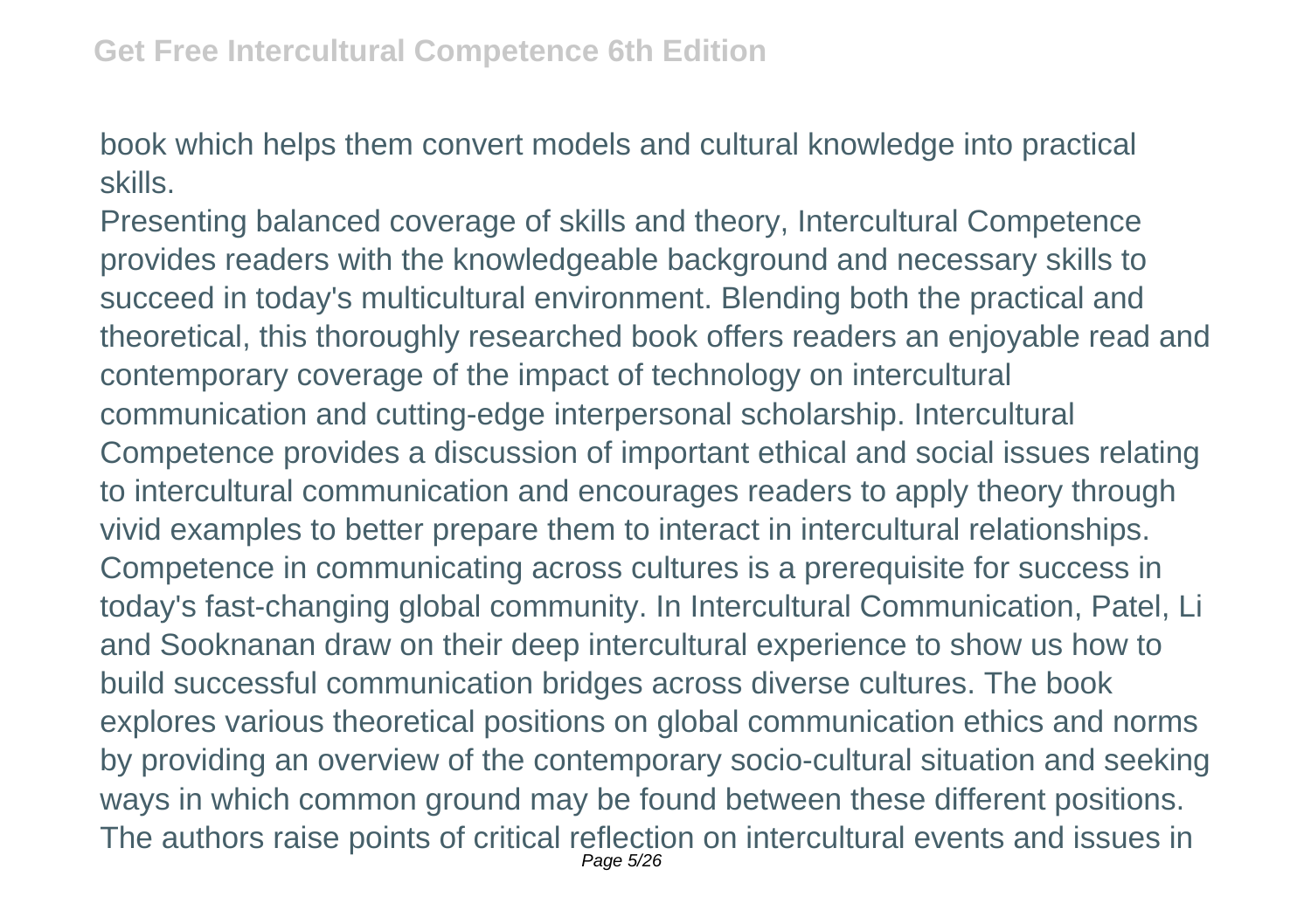book which helps them convert models and cultural knowledge into practical skills.

Presenting balanced coverage of skills and theory, Intercultural Competence provides readers with the knowledgeable background and necessary skills to succeed in today's multicultural environment. Blending both the practical and theoretical, this thoroughly researched book offers readers an enjoyable read and contemporary coverage of the impact of technology on intercultural communication and cutting-edge interpersonal scholarship. Intercultural Competence provides a discussion of important ethical and social issues relating to intercultural communication and encourages readers to apply theory through vivid examples to better prepare them to interact in intercultural relationships.

Competence in communicating across cultures is a prerequisite for success in today's fast-changing global community. In Intercultural Communication, Patel, Li and Sooknanan draw on their deep intercultural experience to show us how to build successful communication bridges across diverse cultures. The book explores various theoretical positions on global communication ethics and norms by providing an overview of the contemporary socio-cultural situation and seeking ways in which common ground may be found between these different positions. The authors raise points of critical reflection on intercultural events and issues in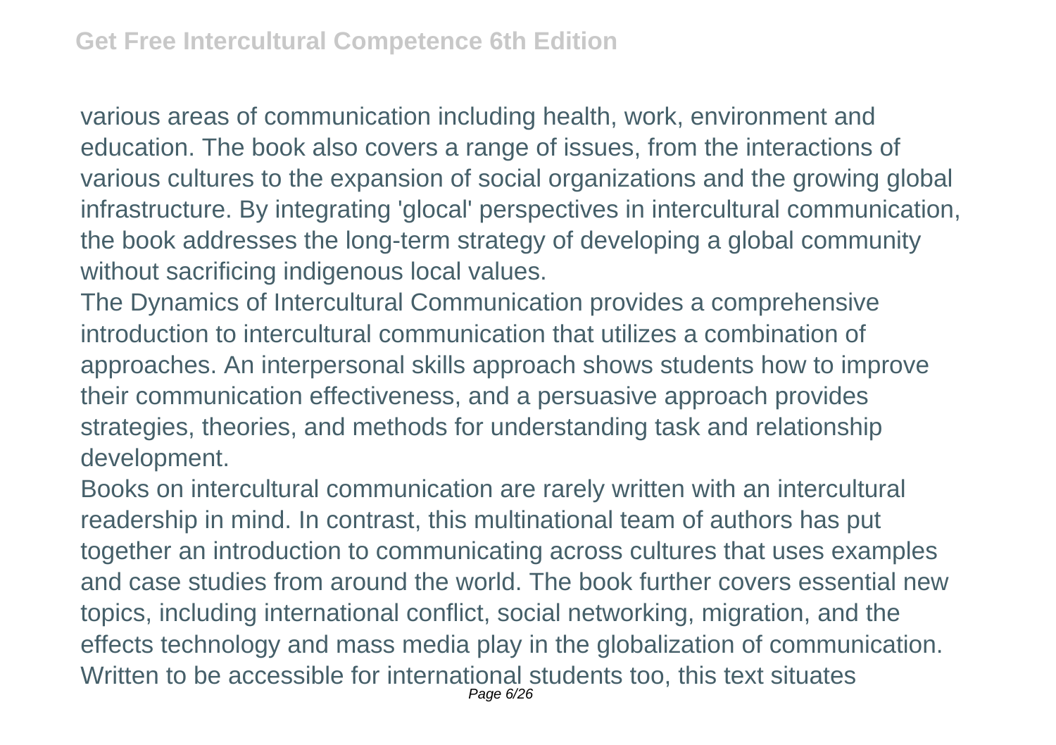various areas of communication including health, work, environment and education. The book also covers a range of issues, from the interactions of various cultures to the expansion of social organizations and the growing global infrastructure. By integrating 'glocal' perspectives in intercultural communication, the book addresses the long-term strategy of developing a global community without sacrificing indigenous local values.

The Dynamics of Intercultural Communication provides a comprehensive introduction to intercultural communication that utilizes a combination of approaches. An interpersonal skills approach shows students how to improve their communication effectiveness, and a persuasive approach provides strategies, theories, and methods for understanding task and relationship development.

Books on intercultural communication are rarely written with an intercultural readership in mind. In contrast, this multinational team of authors has put together an introduction to communicating across cultures that uses examples and case studies from around the world. The book further covers essential new topics, including international conflict, social networking, migration, and the effects technology and mass media play in the globalization of communication. Written to be accessible for international students too, this text situates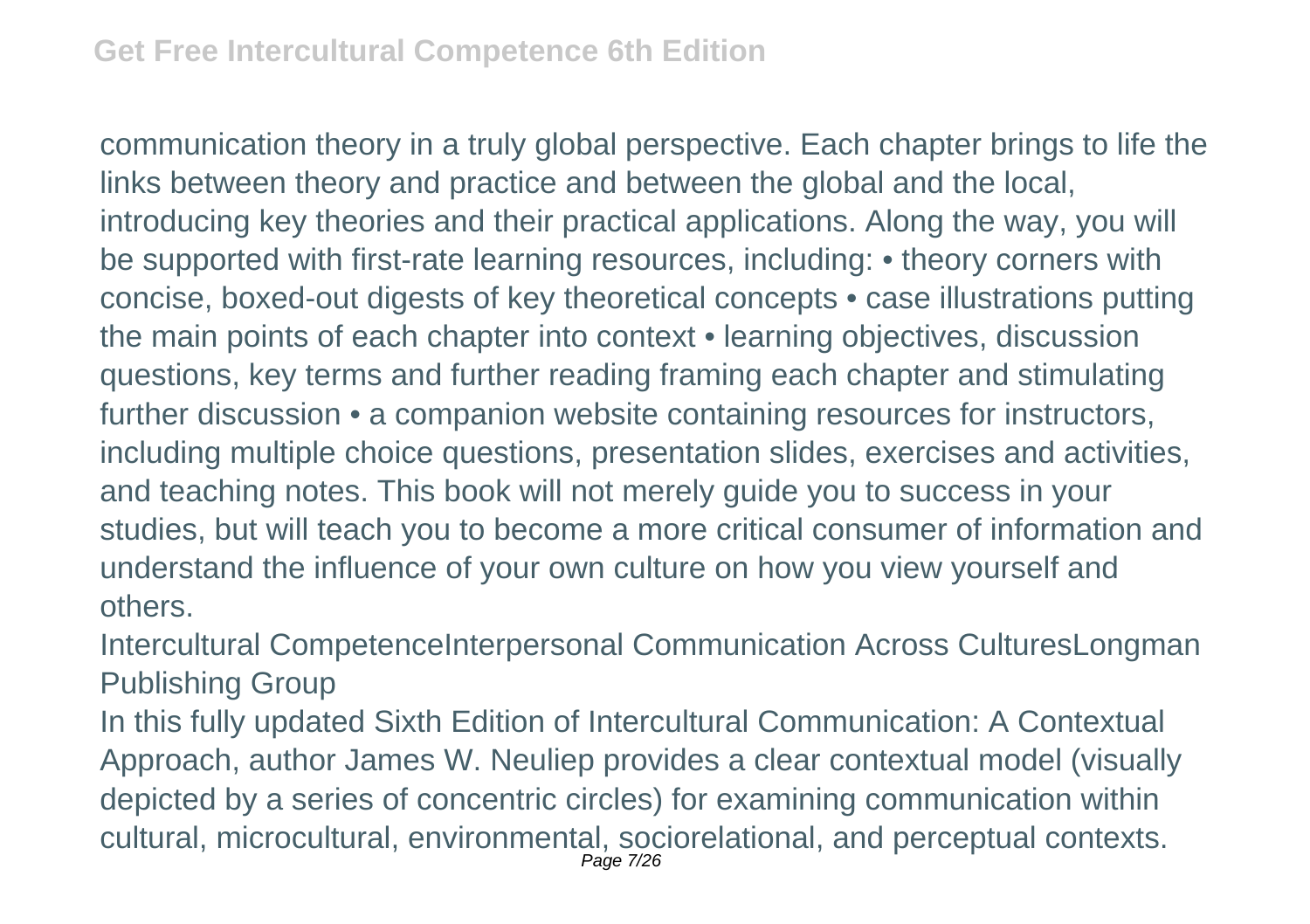communication theory in a truly global perspective. Each chapter brings to life the links between theory and practice and between the global and the local, introducing key theories and their practical applications. Along the way, you will be supported with first-rate learning resources, including: • theory corners with concise, boxed-out digests of key theoretical concepts • case illustrations putting the main points of each chapter into context • learning objectives, discussion questions, key terms and further reading framing each chapter and stimulating further discussion • a companion website containing resources for instructors, including multiple choice questions, presentation slides, exercises and activities, and teaching notes. This book will not merely guide you to success in your studies, but will teach you to become a more critical consumer of information and understand the influence of your own culture on how you view yourself and others.

Intercultural CompetenceInterpersonal Communication Across CulturesLongman Publishing Group

In this fully updated Sixth Edition of Intercultural Communication: A Contextual Approach, author James W. Neuliep provides a clear contextual model (visually depicted by a series of concentric circles) for examining communication within cultural, microcultural, environmental, sociorelational, and perceptual contexts.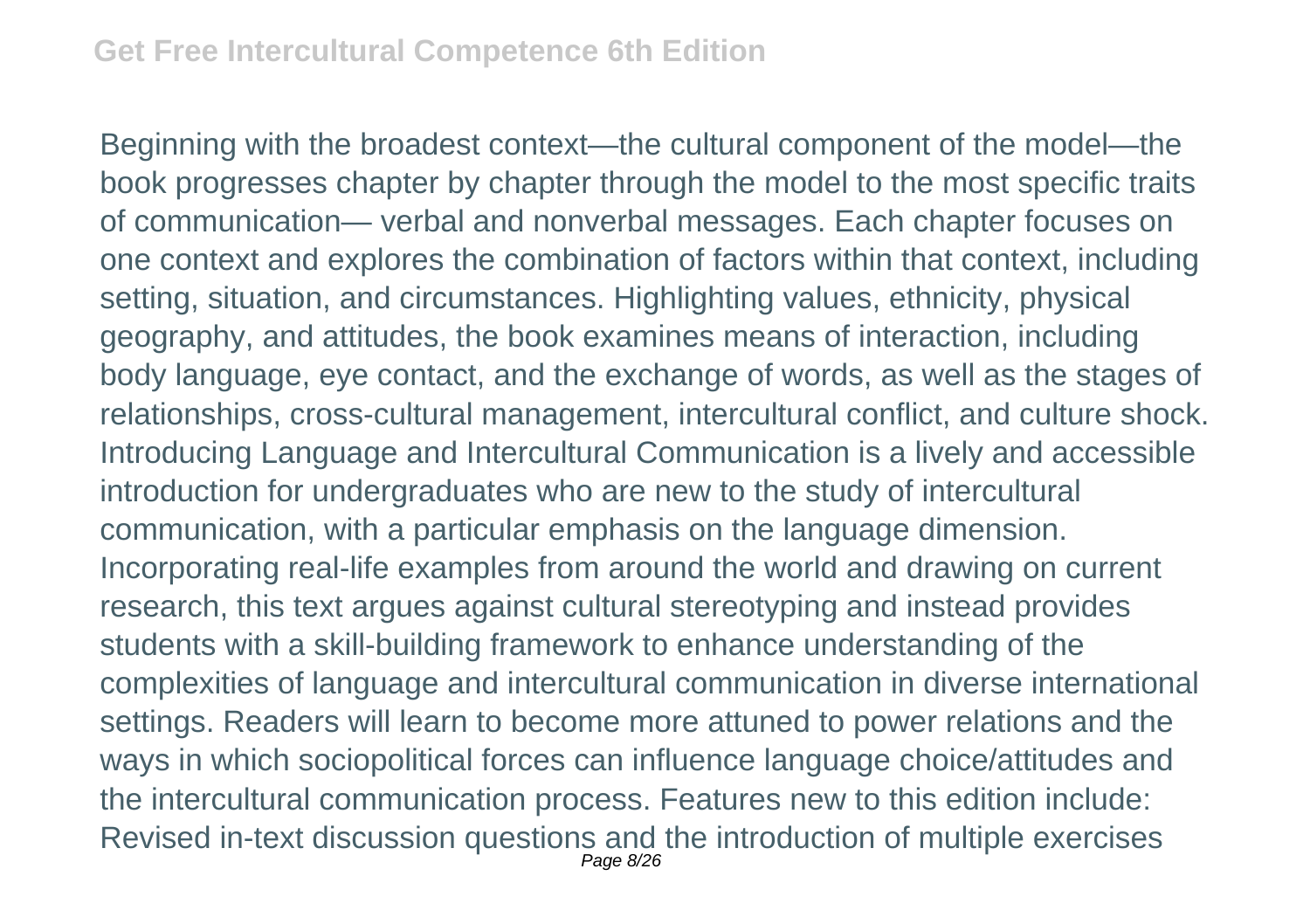Beginning with the broadest context—the cultural component of the model—the book progresses chapter by chapter through the model to the most specific traits of communication— verbal and nonverbal messages. Each chapter focuses on one context and explores the combination of factors within that context, including setting, situation, and circumstances. Highlighting values, ethnicity, physical geography, and attitudes, the book examines means of interaction, including body language, eye contact, and the exchange of words, as well as the stages of relationships, cross-cultural management, intercultural conflict, and culture shock. Introducing Language and Intercultural Communication is a lively and accessible introduction for undergraduates who are new to the study of intercultural communication, with a particular emphasis on the language dimension. Incorporating real-life examples from around the world and drawing on current research, this text argues against cultural stereotyping and instead provides students with a skill-building framework to enhance understanding of the complexities of language and intercultural communication in diverse international settings. Readers will learn to become more attuned to power relations and the ways in which sociopolitical forces can influence language choice/attitudes and the intercultural communication process. Features new to this edition include: Revised in-text discussion questions and the introduction of multiple exercises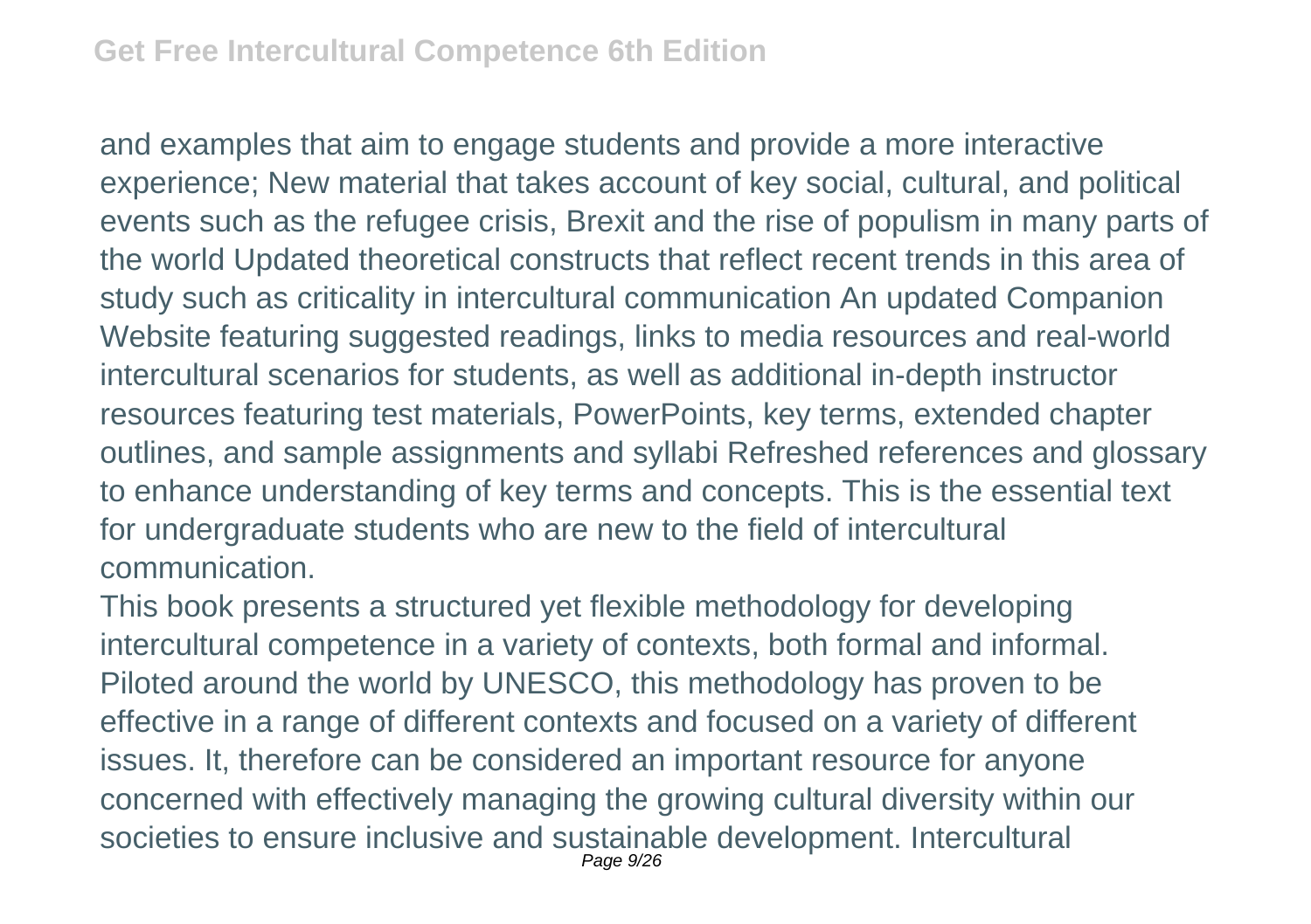and examples that aim to engage students and provide a more interactive experience; New material that takes account of key social, cultural, and political events such as the refugee crisis, Brexit and the rise of populism in many parts of the world Updated theoretical constructs that reflect recent trends in this area of study such as criticality in intercultural communication An updated Companion Website featuring suggested readings, links to media resources and real-world intercultural scenarios for students, as well as additional in-depth instructor resources featuring test materials, PowerPoints, key terms, extended chapter outlines, and sample assignments and syllabi Refreshed references and glossary to enhance understanding of key terms and concepts. This is the essential text for undergraduate students who are new to the field of intercultural communication.

This book presents a structured yet flexible methodology for developing intercultural competence in a variety of contexts, both formal and informal. Piloted around the world by UNESCO, this methodology has proven to be effective in a range of different contexts and focused on a variety of different issues. It, therefore can be considered an important resource for anyone concerned with effectively managing the growing cultural diversity within our societies to ensure inclusive and sustainable development. Intercultural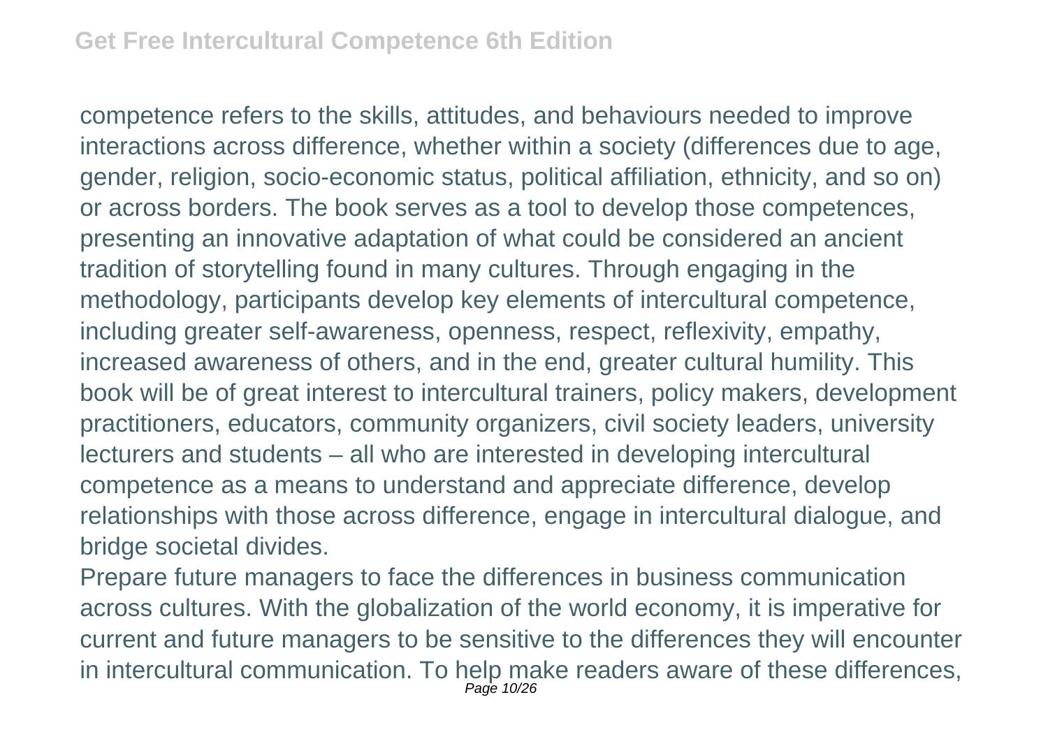competence refers to the skills, attitudes, and behaviours needed to improve interactions across difference, whether within a society (differences due to age, gender, religion, socio-economic status, political affiliation, ethnicity, and so on) or across borders. The book serves as a tool to develop those competences, presenting an innovative adaptation of what could be considered an ancient tradition of storytelling found in many cultures. Through engaging in the methodology, participants develop key elements of intercultural competence, including greater self-awareness, openness, respect, reflexivity, empathy, increased awareness of others, and in the end, greater cultural humility. This book will be of great interest to intercultural trainers, policy makers, development practitioners, educators, community organizers, civil society leaders, university lecturers and students – all who are interested in developing intercultural competence as a means to understand and appreciate difference, develop relationships with those across difference, engage in intercultural dialogue, and bridge societal divides.

Prepare future managers to face the differences in business communication across cultures. With the globalization of the world economy, it is imperative for current and future managers to be sensitive to the differences they will encounter in intercultural communication. To help make readers aware of these differences,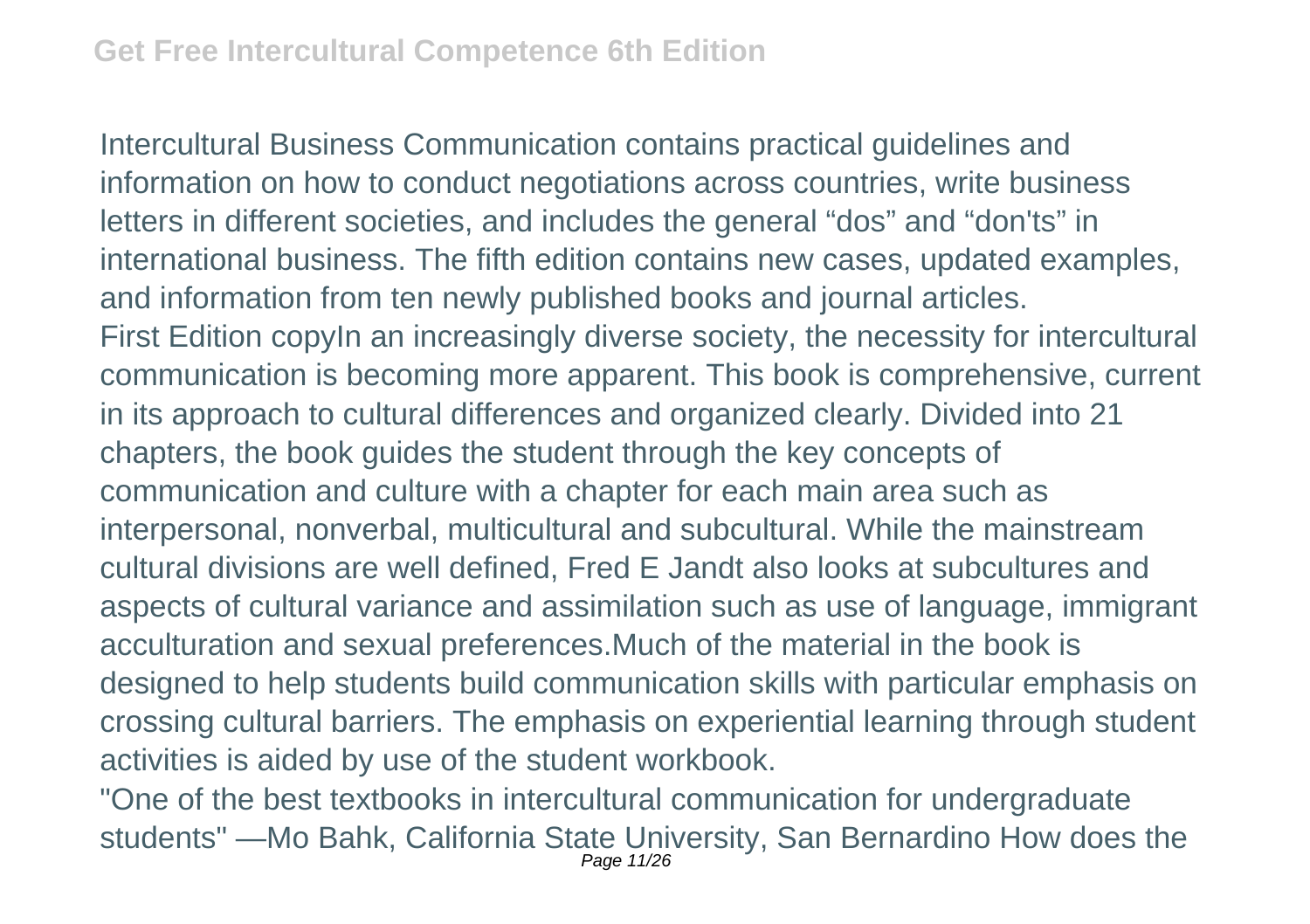Intercultural Business Communication contains practical guidelines and information on how to conduct negotiations across countries, write business letters in different societies, and includes the general “dos” and “don'ts” in international business. The fifth edition contains new cases, updated examples, and information from ten newly published books and journal articles.

First Edition copyIn an increasingly diverse society, the necessity for intercultural communication is becoming more apparent. This book is comprehensive, current in its approach to cultural differences and organized clearly. Divided into 21 chapters, the book guides the student through the key concepts of communication and culture with a chapter for each main area such as interpersonal, nonverbal, multicultural and subcultural. While the mainstream cultural divisions are well defined, Fred E Jandt also looks at subcultures and aspects of cultural variance and assimilation such as use of language, immigrant acculturation and sexual preferences.Much of the material in the book is designed to help students build communication skills with particular emphasis on crossing cultural barriers. The emphasis on experiential learning through student activities is aided by use of the student workbook.

"One of the best textbooks in intercultural communication for undergraduate students" —Mo Bahk, California State University, San Bernardino How does the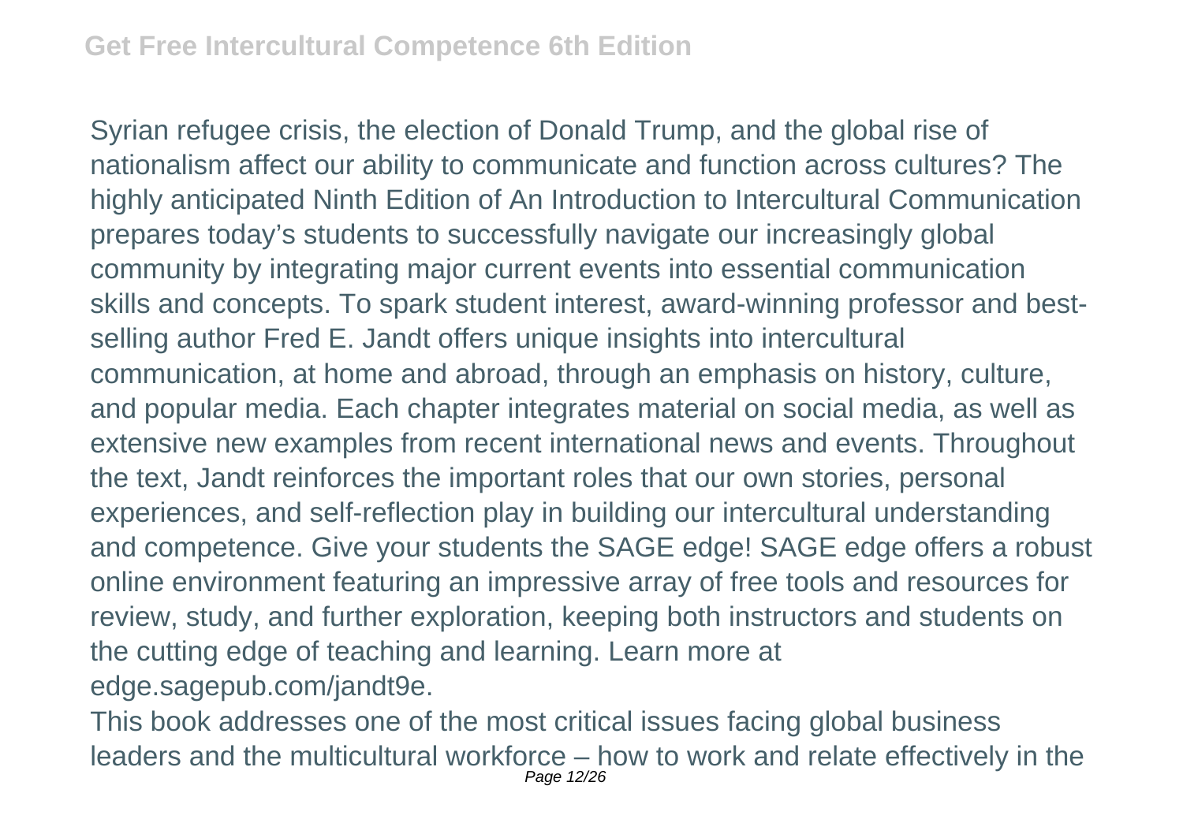Syrian refugee crisis, the election of Donald Trump, and the global rise of nationalism affect our ability to communicate and function across cultures? The highly anticipated Ninth Edition of An Introduction to Intercultural Communication prepares today's students to successfully navigate our increasingly global community by integrating major current events into essential communication skills and concepts. To spark student interest, award-winning professor and best-selling author Fred E. Jandt offers unique insights into intercultural communication, at home and abroad, through an emphasis on history, culture, and popular media. Each chapter integrates material on social media, as well as extensive new examples from recent international news and events. Throughout the text, Jandt reinforces the important roles that our own stories, personal experiences, and self-reflection play in building our intercultural understanding and competence. Give your students the SAGE edge! SAGE edge offers a robust online environment featuring an impressive array of free tools and resources for review, study, and further exploration, keeping both instructors and students on the cutting edge of teaching and learning. Learn more at edge.sagepub.com/jandt9e.

This book addresses one of the most critical issues facing global business leaders and the multicultural workforce – how to work and relate effectively in the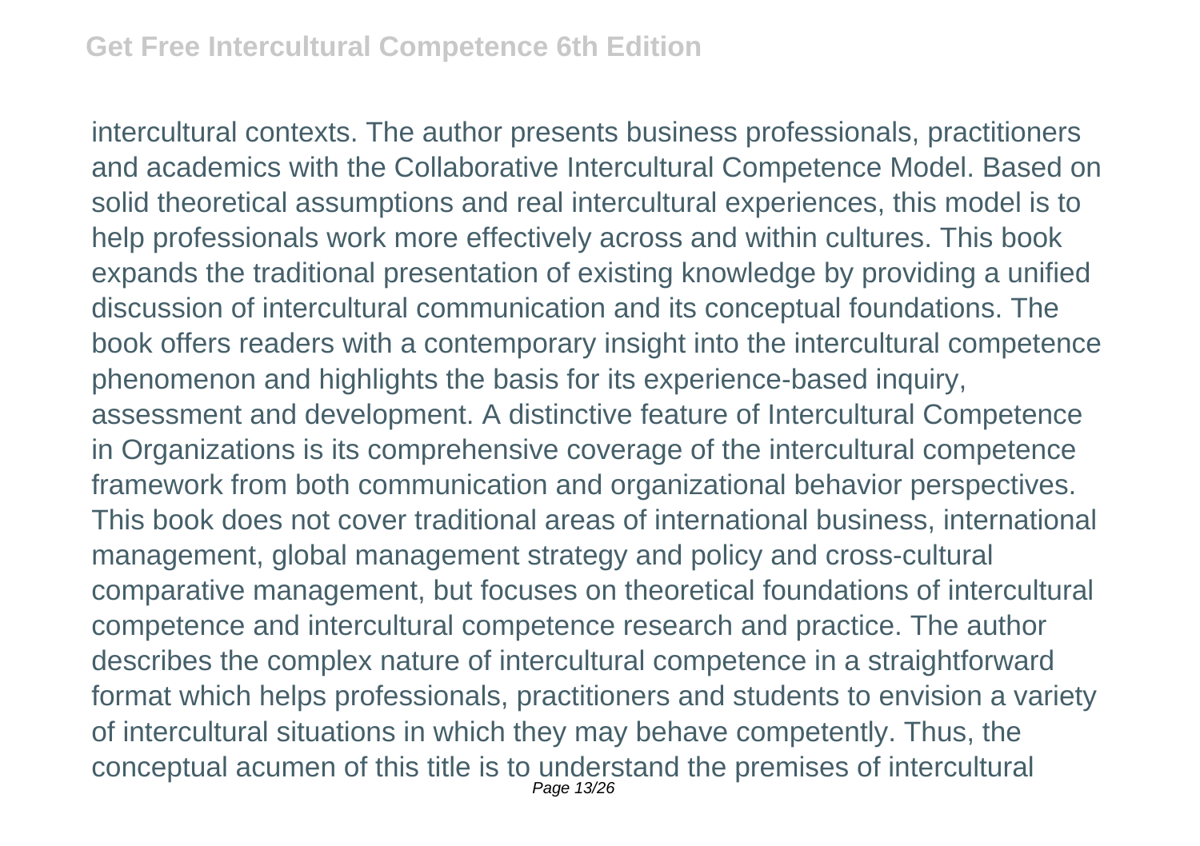intercultural contexts. The author presents business professionals, practitioners and academics with the Collaborative Intercultural Competence Model. Based on solid theoretical assumptions and real intercultural experiences, this model is to help professionals work more effectively across and within cultures. This book expands the traditional presentation of existing knowledge by providing a unified discussion of intercultural communication and its conceptual foundations. The book offers readers with a contemporary insight into the intercultural competence phenomenon and highlights the basis for its experience-based inquiry, assessment and development. A distinctive feature of Intercultural Competence in Organizations is its comprehensive coverage of the intercultural competence framework from both communication and organizational behavior perspectives. This book does not cover traditional areas of international business, international management, global management strategy and policy and cross-cultural comparative management, but focuses on theoretical foundations of intercultural competence and intercultural competence research and practice. The author describes the complex nature of intercultural competence in a straightforward format which helps professionals, practitioners and students to envision a variety of intercultural situations in which they may behave competently. Thus, the conceptual acumen of this title is to understand the premises of intercultural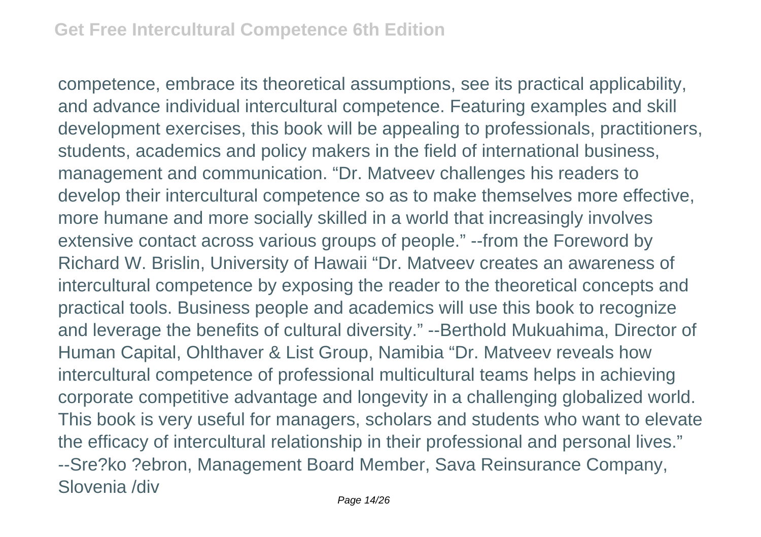competence, embrace its theoretical assumptions, see its practical applicability, and advance individual intercultural competence. Featuring examples and skill development exercises, this book will be appealing to professionals, practitioners, students, academics and policy makers in the field of international business, management and communication. “Dr. Matveev challenges his readers to develop their intercultural competence so as to make themselves more effective, more humane and more socially skilled in a world that increasingly involves extensive contact across various groups of people.” --from the Foreword by Richard W. Brislin, University of Hawaii “Dr. Matveev creates an awareness of intercultural competence by exposing the reader to the theoretical concepts and practical tools. Business people and academics will use this book to recognize and leverage the benefits of cultural diversity.” --Berthold Mukuahima, Director of Human Capital, Ohlthaver & List Group, Namibia “Dr. Matveev reveals how intercultural competence of professional multicultural teams helps in achieving corporate competitive advantage and longevity in a challenging globalized world. This book is very useful for managers, scholars and students who want to elevate the efficacy of intercultural relationship in their professional and personal lives.” --Sre?ko ?ebron, Management Board Member, Sava Reinsurance Company, Slovenia /div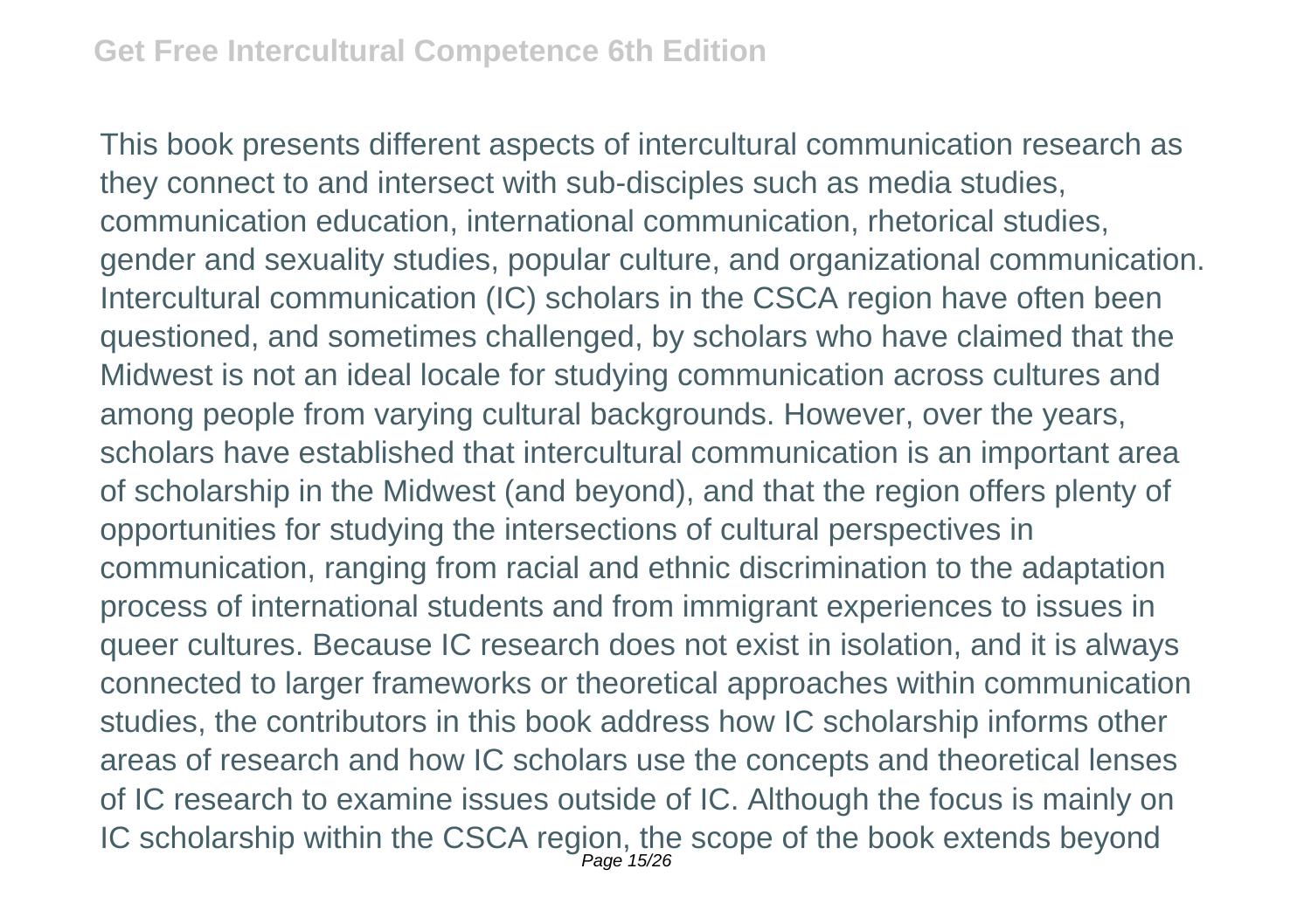This book presents different aspects of intercultural communication research as they connect to and intersect with sub-disciples such as media studies, communication education, international communication, rhetorical studies, gender and sexuality studies, popular culture, and organizational communication. Intercultural communication (IC) scholars in the CSCA region have often been questioned, and sometimes challenged, by scholars who have claimed that the Midwest is not an ideal locale for studying communication across cultures and among people from varying cultural backgrounds. However, over the years, scholars have established that intercultural communication is an important area of scholarship in the Midwest (and beyond), and that the region offers plenty of opportunities for studying the intersections of cultural perspectives in communication, ranging from racial and ethnic discrimination to the adaptation process of international students and from immigrant experiences to issues in queer cultures. Because IC research does not exist in isolation, and it is always connected to larger frameworks or theoretical approaches within communication studies, the contributors in this book address how IC scholarship informs other areas of research and how IC scholars use the concepts and theoretical lenses of IC research to examine issues outside of IC. Although the focus is mainly on IC scholarship within the CSCA region, the scope of the book extends beyond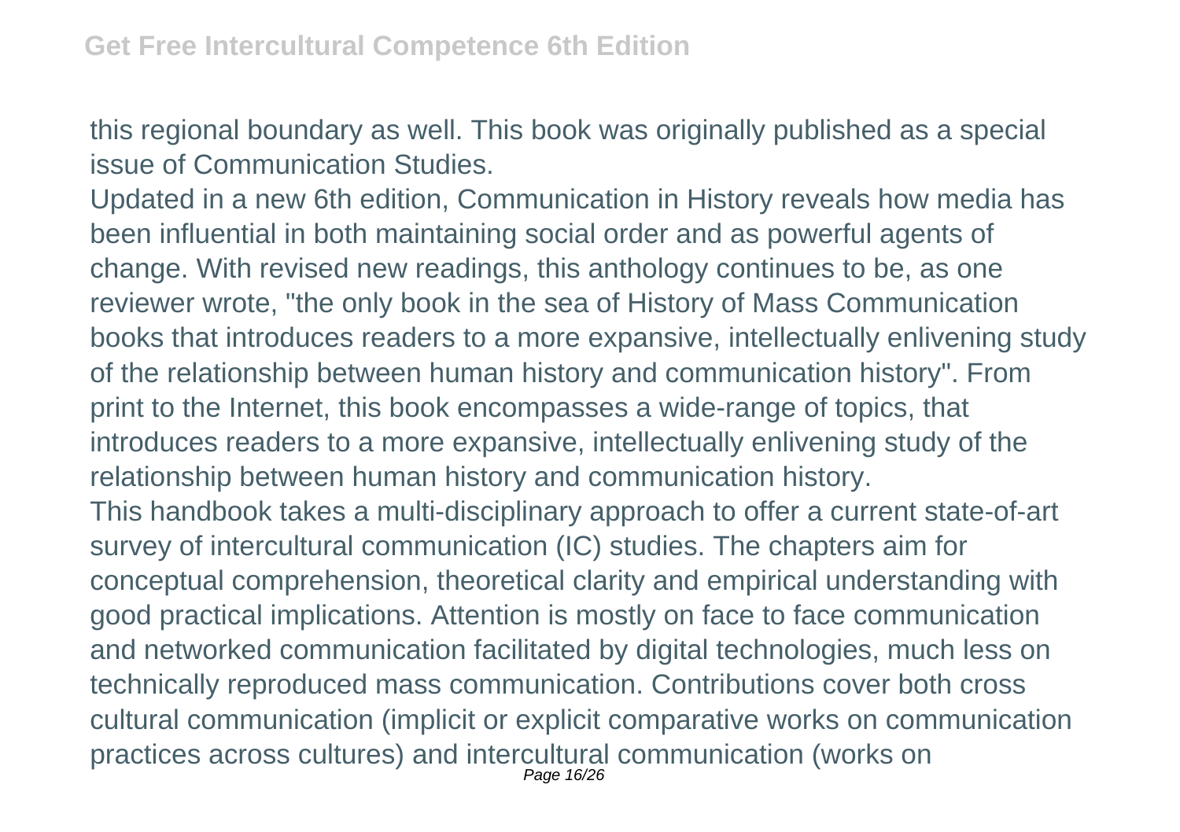this regional boundary as well. This book was originally published as a special issue of Communication Studies.

Updated in a new 6th edition, Communication in History reveals how media has been influential in both maintaining social order and as powerful agents of change. With revised new readings, this anthology continues to be, as one reviewer wrote, "the only book in the sea of History of Mass Communication books that introduces readers to a more expansive, intellectually enlivening study of the relationship between human history and communication history". From print to the Internet, this book encompasses a wide-range of topics, that introduces readers to a more expansive, intellectually enlivening study of the relationship between human history and communication history.

This handbook takes a multi-disciplinary approach to offer a current state-of-art survey of intercultural communication (IC) studies. The chapters aim for conceptual comprehension, theoretical clarity and empirical understanding with good practical implications. Attention is mostly on face to face communication and networked communication facilitated by digital technologies, much less on technically reproduced mass communication. Contributions cover both cross cultural communication (implicit or explicit comparative works on communication practices across cultures) and intercultural communication (works on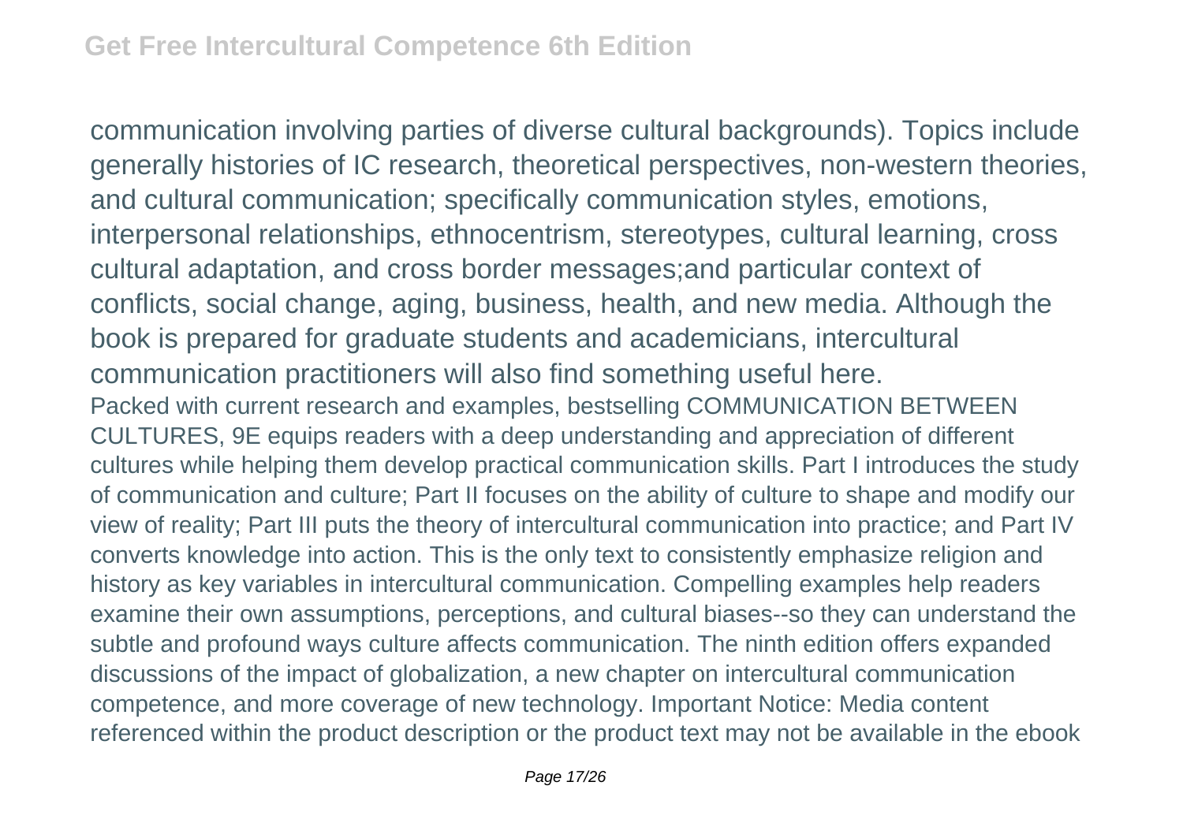communication involving parties of diverse cultural backgrounds). Topics include generally histories of IC research, theoretical perspectives, non-western theories, and cultural communication; specifically communication styles, emotions, interpersonal relationships, ethnocentrism, stereotypes, cultural learning, cross cultural adaptation, and cross border messages;and particular context of conflicts, social change, aging, business, health, and new media. Although the book is prepared for graduate students and academicians, intercultural communication practitioners will also find something useful here.

Packed with current research and examples, bestselling COMMUNICATION BETWEEN CULTURES, 9E equips readers with a deep understanding and appreciation of different cultures while helping them develop practical communication skills. Part I introduces the study of communication and culture; Part II focuses on the ability of culture to shape and modify our view of reality; Part III puts the theory of intercultural communication into practice; and Part IV converts knowledge into action. This is the only text to consistently emphasize religion and history as key variables in intercultural communication. Compelling examples help readers examine their own assumptions, perceptions, and cultural biases--so they can understand the subtle and profound ways culture affects communication. The ninth edition offers expanded discussions of the impact of globalization, a new chapter on intercultural communication competence, and more coverage of new technology. Important Notice: Media content referenced within the product description or the product text may not be available in the ebook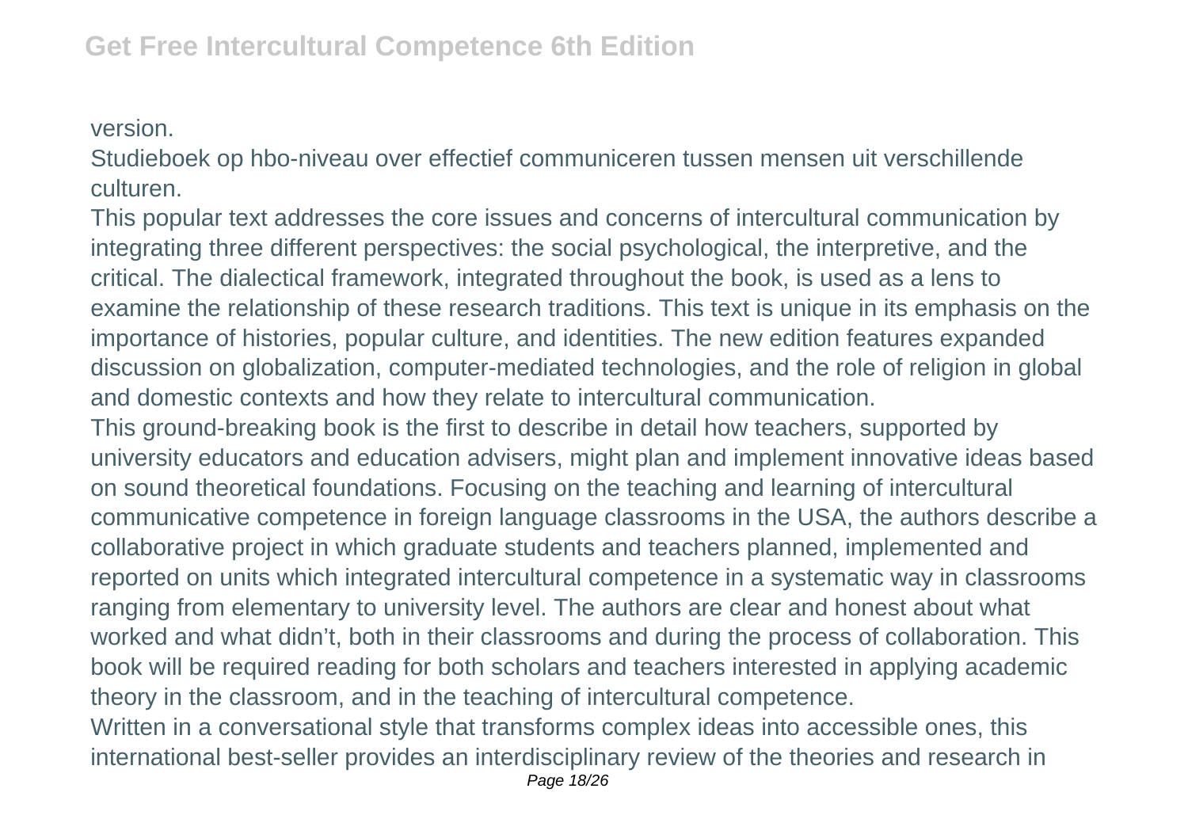version.

Studieboek op hbo-niveau over effectief communiceren tussen mensen uit verschillende culturen.

This popular text addresses the core issues and concerns of intercultural communication by integrating three different perspectives: the social psychological, the interpretive, and the critical. The dialectical framework, integrated throughout the book, is used as a lens to examine the relationship of these research traditions. This text is unique in its emphasis on the importance of histories, popular culture, and identities. The new edition features expanded discussion on globalization, computer-mediated technologies, and the role of religion in global and domestic contexts and how they relate to intercultural communication.

This ground-breaking book is the first to describe in detail how teachers, supported by university educators and education advisers, might plan and implement innovative ideas based on sound theoretical foundations. Focusing on the teaching and learning of intercultural communicative competence in foreign language classrooms in the USA, the authors describe a collaborative project in which graduate students and teachers planned, implemented and reported on units which integrated intercultural competence in a systematic way in classrooms ranging from elementary to university level. The authors are clear and honest about what worked and what didn't, both in their classrooms and during the process of collaboration. This book will be required reading for both scholars and teachers interested in applying academic theory in the classroom, and in the teaching of intercultural competence.

Written in a conversational style that transforms complex ideas into accessible ones, this international best-seller provides an interdisciplinary review of the theories and research in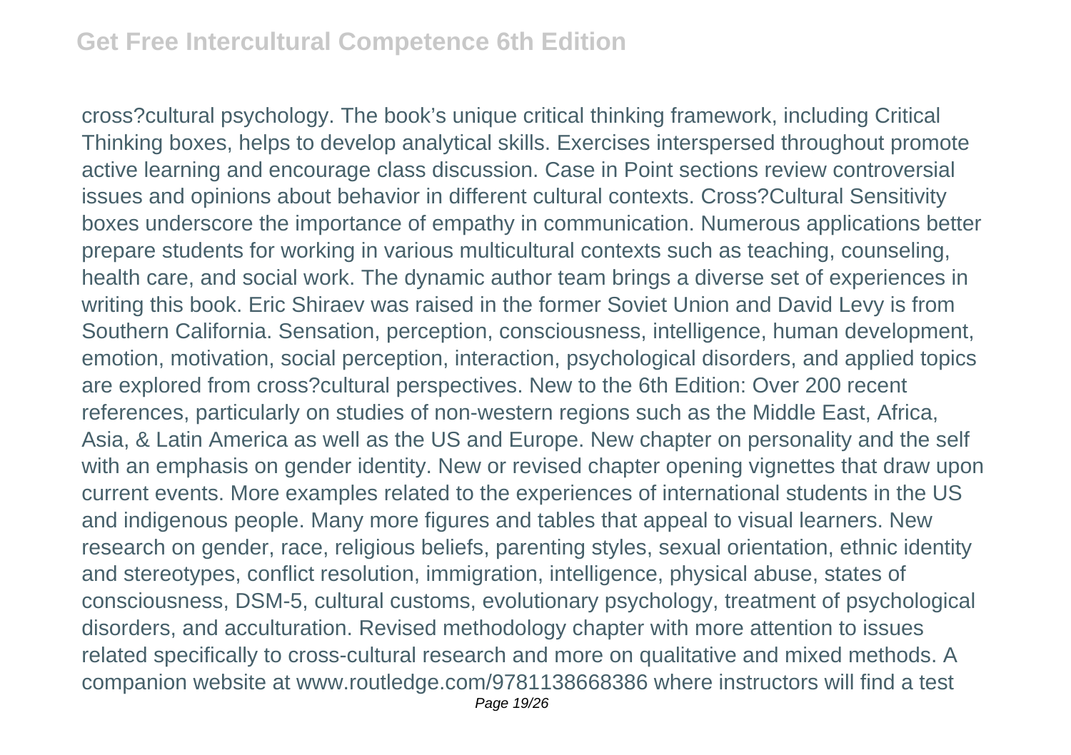cross?cultural psychology. The book's unique critical thinking framework, including Critical Thinking boxes, helps to develop analytical skills. Exercises interspersed throughout promote active learning and encourage class discussion. Case in Point sections review controversial issues and opinions about behavior in different cultural contexts. Cross?Cultural Sensitivity boxes underscore the importance of empathy in communication. Numerous applications better prepare students for working in various multicultural contexts such as teaching, counseling, health care, and social work. The dynamic author team brings a diverse set of experiences in writing this book. Eric Shiraev was raised in the former Soviet Union and David Levy is from Southern California. Sensation, perception, consciousness, intelligence, human development, emotion, motivation, social perception, interaction, psychological disorders, and applied topics are explored from cross?cultural perspectives. New to the 6th Edition: Over 200 recent references, particularly on studies of non-western regions such as the Middle East, Africa, Asia, & Latin America as well as the US and Europe. New chapter on personality and the self with an emphasis on gender identity. New or revised chapter opening vignettes that draw upon current events. More examples related to the experiences of international students in the US and indigenous people. Many more figures and tables that appeal to visual learners. New research on gender, race, religious beliefs, parenting styles, sexual orientation, ethnic identity and stereotypes, conflict resolution, immigration, intelligence, physical abuse, states of consciousness, DSM-5, cultural customs, evolutionary psychology, treatment of psychological disorders, and acculturation. Revised methodology chapter with more attention to issues related specifically to cross-cultural research and more on qualitative and mixed methods. A companion website at www.routledge.com/9781138668386 where instructors will find a test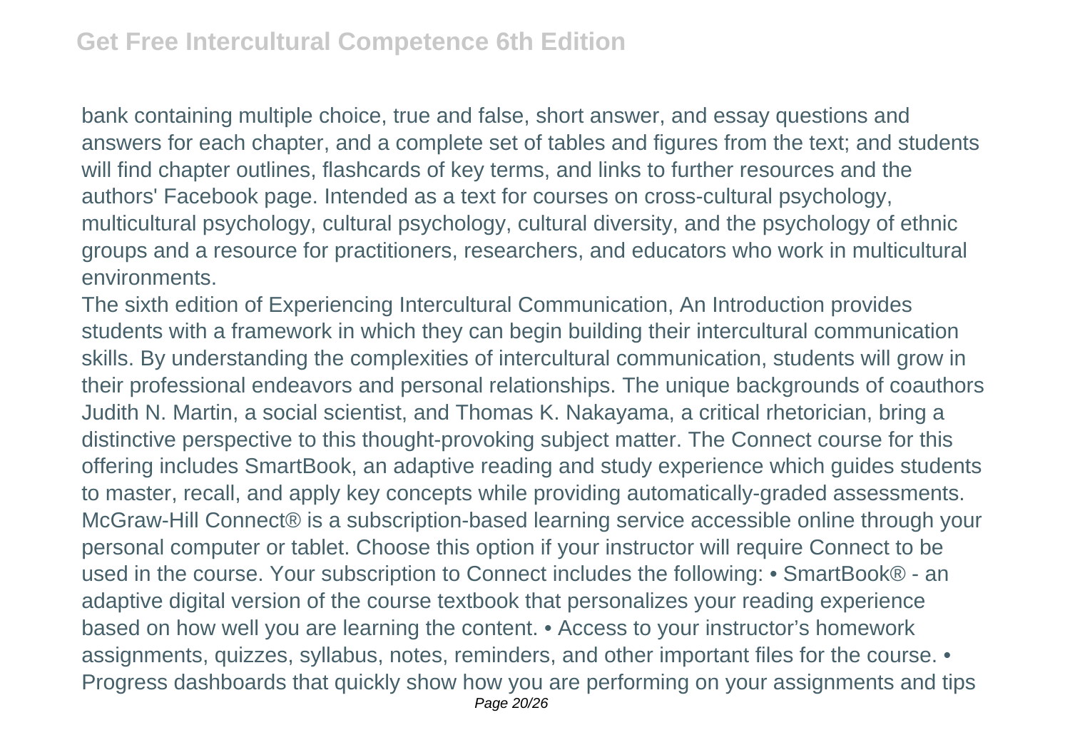bank containing multiple choice, true and false, short answer, and essay questions and answers for each chapter, and a complete set of tables and figures from the text; and students will find chapter outlines, flashcards of key terms, and links to further resources and the authors' Facebook page. Intended as a text for courses on cross-cultural psychology, multicultural psychology, cultural psychology, cultural diversity, and the psychology of ethnic groups and a resource for practitioners, researchers, and educators who work in multicultural environments.

The sixth edition of Experiencing Intercultural Communication, An Introduction provides students with a framework in which they can begin building their intercultural communication skills. By understanding the complexities of intercultural communication, students will grow in their professional endeavors and personal relationships. The unique backgrounds of coauthors Judith N. Martin, a social scientist, and Thomas K. Nakayama, a critical rhetorician, bring a distinctive perspective to this thought-provoking subject matter. The Connect course for this offering includes SmartBook, an adaptive reading and study experience which guides students to master, recall, and apply key concepts while providing automatically-graded assessments. McGraw-Hill Connect® is a subscription-based learning service accessible online through your personal computer or tablet. Choose this option if your instructor will require Connect to be used in the course. Your subscription to Connect includes the following: • SmartBook® - an adaptive digital version of the course textbook that personalizes your reading experience based on how well you are learning the content. • Access to your instructor's homework assignments, quizzes, syllabus, notes, reminders, and other important files for the course. • Progress dashboards that quickly show how you are performing on your assignments and tips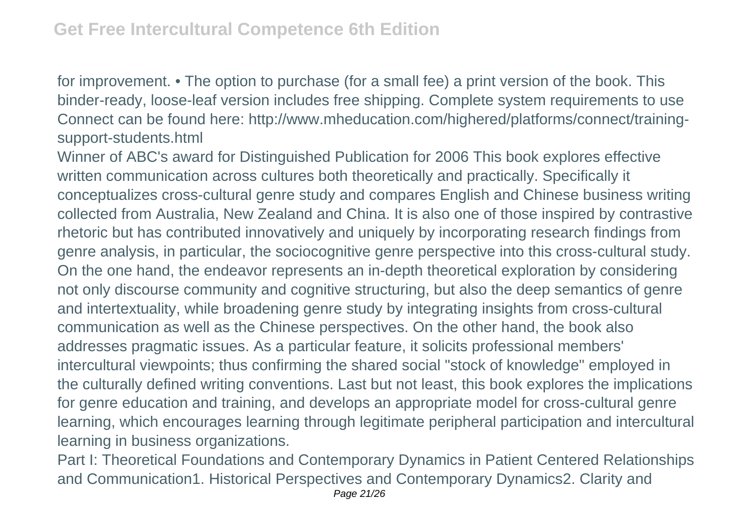for improvement. • The option to purchase (for a small fee) a print version of the book. This binder-ready, loose-leaf version includes free shipping. Complete system requirements to use Connect can be found here: http://www.mheducation.com/highered/platforms/connect/training-support-students.html

Winner of ABC's award for Distinguished Publication for 2006 This book explores effective written communication across cultures both theoretically and practically. Specifically it conceptualizes cross-cultural genre study and compares English and Chinese business writing collected from Australia, New Zealand and China. It is also one of those inspired by contrastive rhetoric but has contributed innovatively and uniquely by incorporating research findings from genre analysis, in particular, the sociocognitive genre perspective into this cross-cultural study. On the one hand, the endeavor represents an in-depth theoretical exploration by considering not only discourse community and cognitive structuring, but also the deep semantics of genre and intertextuality, while broadening genre study by integrating insights from cross-cultural communication as well as the Chinese perspectives. On the other hand, the book also addresses pragmatic issues. As a particular feature, it solicits professional members' intercultural viewpoints; thus confirming the shared social "stock of knowledge" employed in the culturally defined writing conventions. Last but not least, this book explores the implications for genre education and training, and develops an appropriate model for cross-cultural genre learning, which encourages learning through legitimate peripheral participation and intercultural learning in business organizations.

Part I: Theoretical Foundations and Contemporary Dynamics in Patient Centered Relationships and Communication1. Historical Perspectives and Contemporary Dynamics2. Clarity and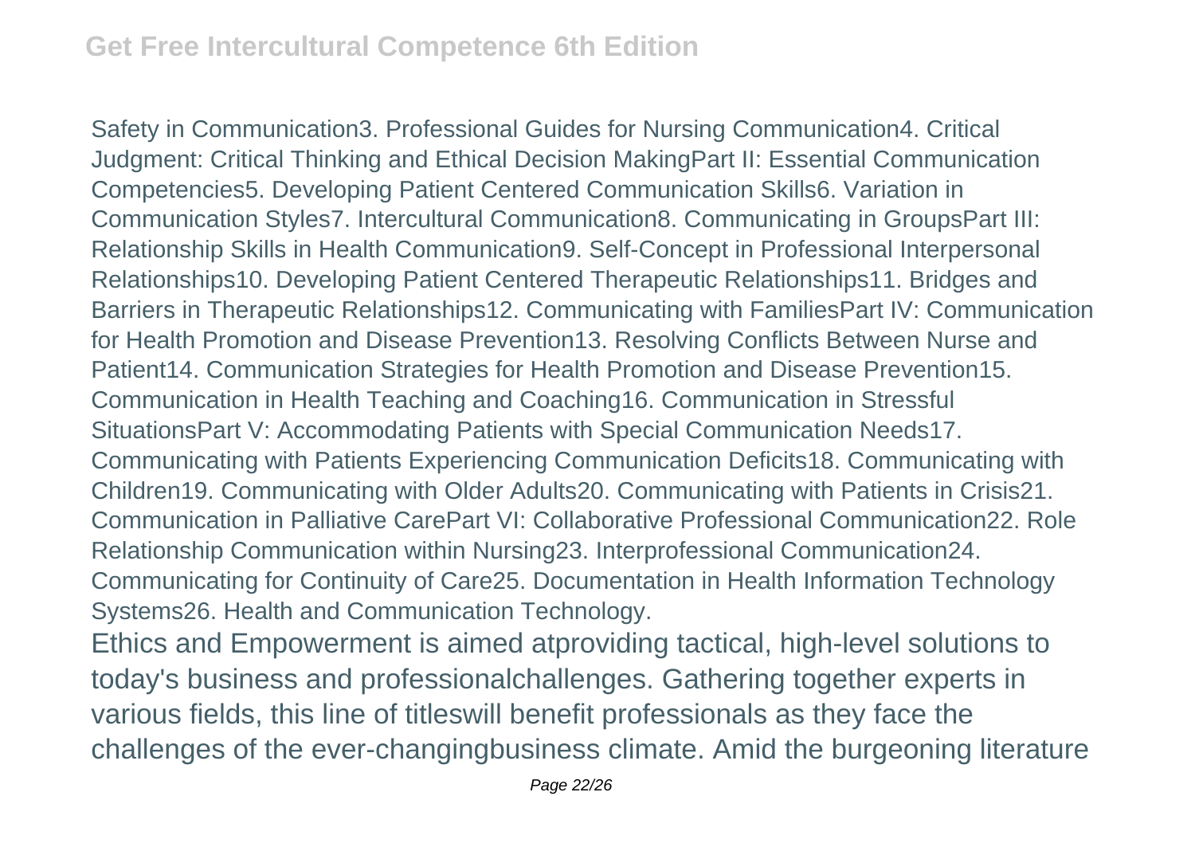Safety in Communication3. Professional Guides for Nursing Communication4. Critical Judgment: Critical Thinking and Ethical Decision MakingPart II: Essential Communication Competencies5. Developing Patient Centered Communication Skills6. Variation in Communication Styles7. Intercultural Communication8. Communicating in GroupsPart III: Relationship Skills in Health Communication9. Self-Concept in Professional Interpersonal Relationships10. Developing Patient Centered Therapeutic Relationships11. Bridges and Barriers in Therapeutic Relationships12. Communicating with FamiliesPart IV: Communication for Health Promotion and Disease Prevention13. Resolving Conflicts Between Nurse and Patient14. Communication Strategies for Health Promotion and Disease Prevention15. Communication in Health Teaching and Coaching16. Communication in Stressful SituationsPart V: Accommodating Patients with Special Communication Needs17. Communicating with Patients Experiencing Communication Deficits18. Communicating with Children19. Communicating with Older Adults20. Communicating with Patients in Crisis21. Communication in Palliative CarePart VI: Collaborative Professional Communication22. Role Relationship Communication within Nursing23. Interprofessional Communication24. Communicating for Continuity of Care25. Documentation in Health Information Technology Systems26. Health and Communication Technology.

Ethics and Empowerment is aimed atproviding tactical, high-level solutions to today's business and professionalchallenges. Gathering together experts in various fields, this line of titleswill benefit professionals as they face the challenges of the ever-changingbusiness climate. Amid the burgeoning literature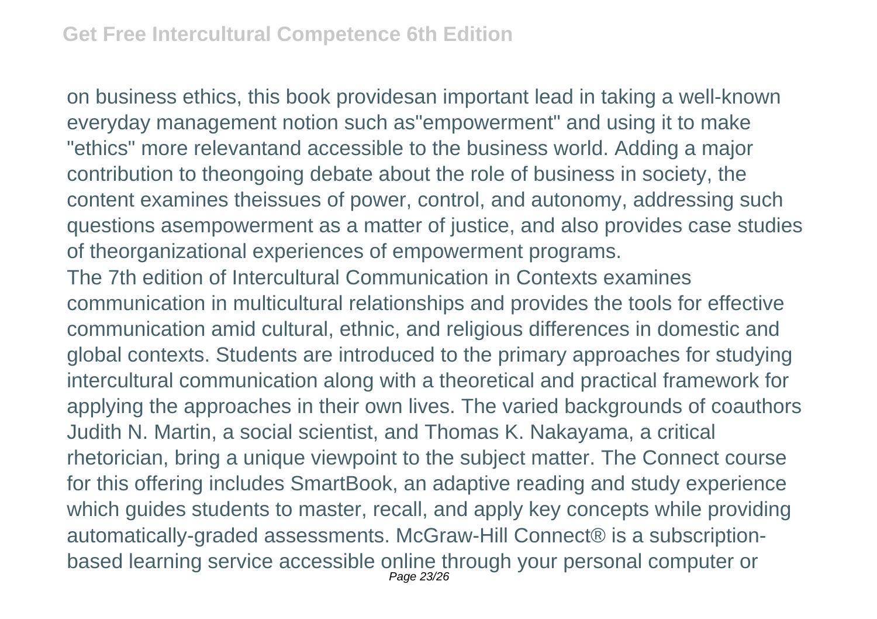on business ethics, this book providesan important lead in taking a well-known everyday management notion such as"empowerment" and using it to make "ethics" more relevantand accessible to the business world. Adding a major contribution to theongoing debate about the role of business in society, the content examines theissues of power, control, and autonomy, addressing such questions asempowerment as a matter of justice, and also provides case studies of theorganizational experiences of empowerment programs.

The 7th edition of Intercultural Communication in Contexts examines communication in multicultural relationships and provides the tools for effective communication amid cultural, ethnic, and religious differences in domestic and global contexts. Students are introduced to the primary approaches for studying intercultural communication along with a theoretical and practical framework for applying the approaches in their own lives. The varied backgrounds of coauthors Judith N. Martin, a social scientist, and Thomas K. Nakayama, a critical rhetorician, bring a unique viewpoint to the subject matter. The Connect course for this offering includes SmartBook, an adaptive reading and study experience which guides students to master, recall, and apply key concepts while providing automatically-graded assessments. McGraw-Hill Connect® is a subscription-based learning service accessible online through your personal computer or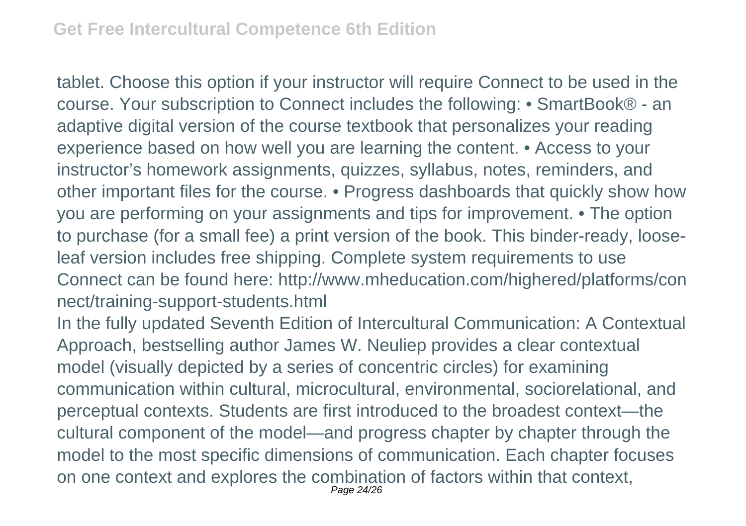tablet. Choose this option if your instructor will require Connect to be used in the course. Your subscription to Connect includes the following: • SmartBook® - an adaptive digital version of the course textbook that personalizes your reading experience based on how well you are learning the content. • Access to your instructor's homework assignments, quizzes, syllabus, notes, reminders, and other important files for the course. • Progress dashboards that quickly show how you are performing on your assignments and tips for improvement. • The option to purchase (for a small fee) a print version of the book. This binder-ready, loose-leaf version includes free shipping. Complete system requirements to use Connect can be found here: http://www.mheducation.com/highered/platforms/connect/training-support-students.html

In the fully updated Seventh Edition of Intercultural Communication: A Contextual Approach, bestselling author James W. Neuliep provides a clear contextual model (visually depicted by a series of concentric circles) for examining communication within cultural, microcultural, environmental, sociorelational, and perceptual contexts. Students are first introduced to the broadest context—the cultural component of the model—and progress chapter by chapter through the model to the most specific dimensions of communication. Each chapter focuses on one context and explores the combination of factors within that context,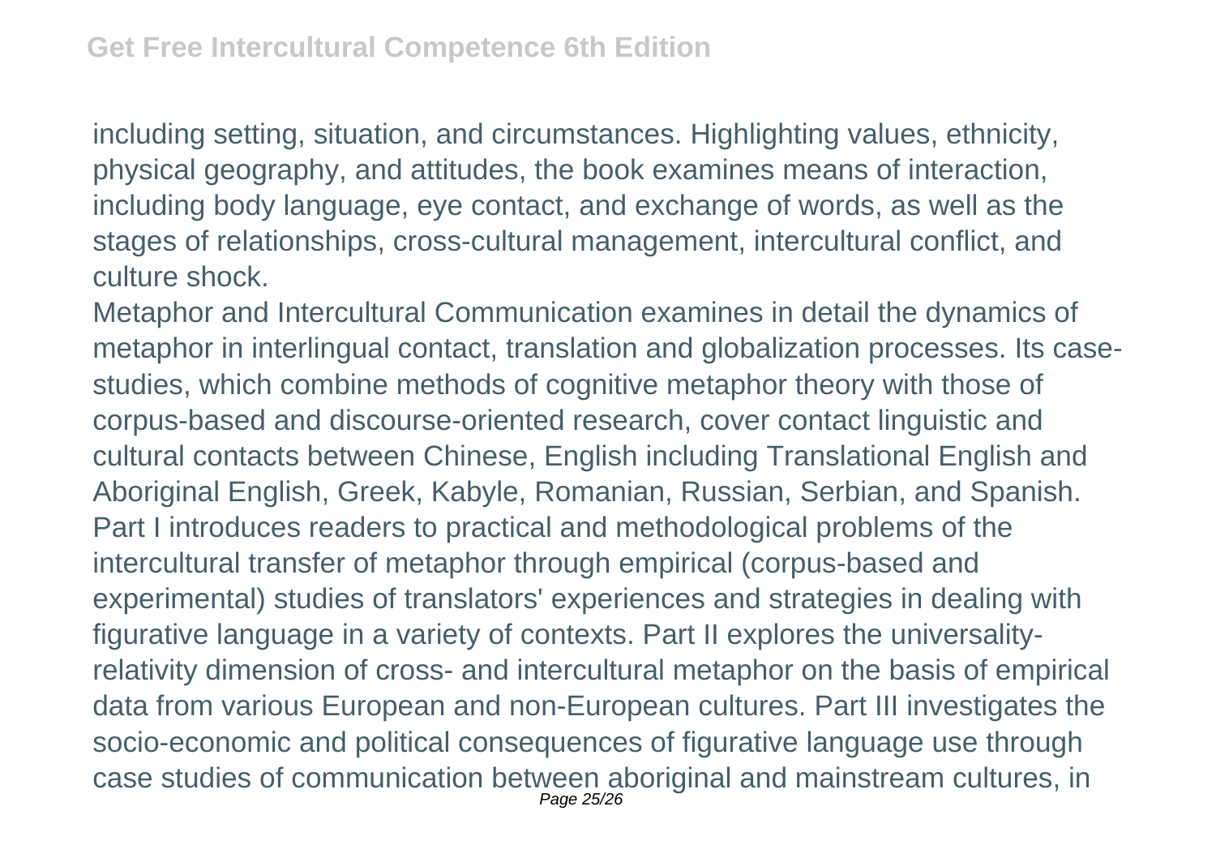including setting, situation, and circumstances. Highlighting values, ethnicity, physical geography, and attitudes, the book examines means of interaction, including body language, eye contact, and exchange of words, as well as the stages of relationships, cross-cultural management, intercultural conflict, and culture shock.

Metaphor and Intercultural Communication examines in detail the dynamics of metaphor in interlingual contact, translation and globalization processes. Its case-studies, which combine methods of cognitive metaphor theory with those of corpus-based and discourse-oriented research, cover contact linguistic and cultural contacts between Chinese, English including Translational English and Aboriginal English, Greek, Kabyle, Romanian, Russian, Serbian, and Spanish. Part I introduces readers to practical and methodological problems of the intercultural transfer of metaphor through empirical (corpus-based and experimental) studies of translators' experiences and strategies in dealing with figurative language in a variety of contexts. Part II explores the universality-relativity dimension of cross- and intercultural metaphor on the basis of empirical data from various European and non-European cultures. Part III investigates the socio-economic and political consequences of figurative language use through case studies of communication between aboriginal and mainstream cultures, in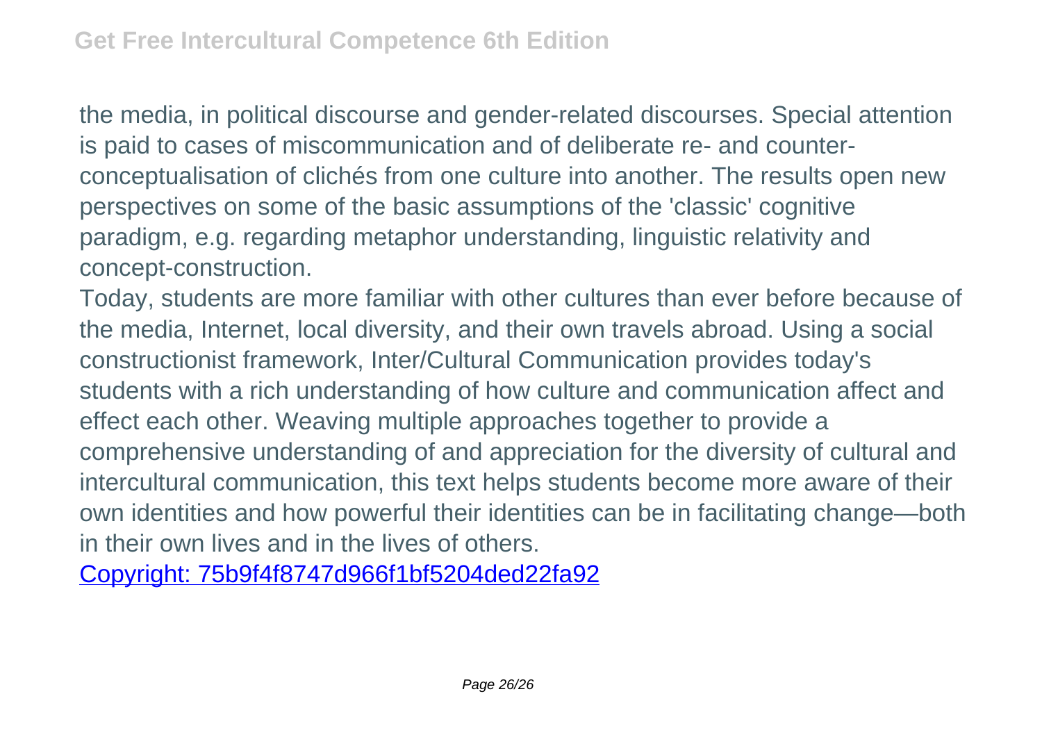the media, in political discourse and gender-related discourses. Special attention is paid to cases of miscommunication and of deliberate re- and counter-conceptualisation of clichés from one culture into another. The results open new perspectives on some of the basic assumptions of the 'classic' cognitive paradigm, e.g. regarding metaphor understanding, linguistic relativity and concept-construction.

Today, students are more familiar with other cultures than ever before because of the media, Internet, local diversity, and their own travels abroad. Using a social constructionist framework, Inter/Cultural Communication provides today's students with a rich understanding of how culture and communication affect and effect each other. Weaving multiple approaches together to provide a comprehensive understanding of and appreciation for the diversity of cultural and intercultural communication, this text helps students become more aware of their own identities and how powerful their identities can be in facilitating change—both in their own lives and in the lives of others.

Copyright: 75b9f4f8747d966f1bf5204ded22fa92